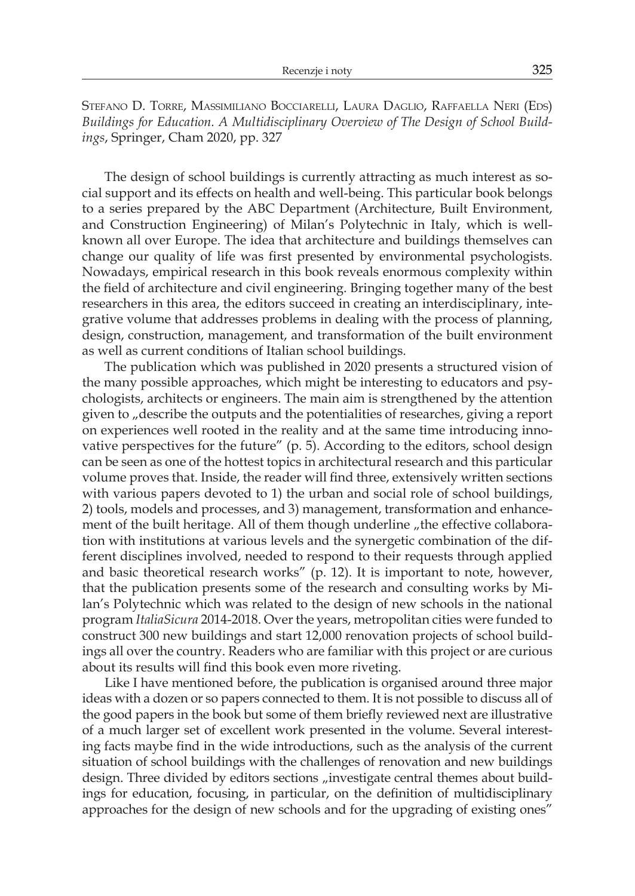Stefano D. Torre, Massimiliano Bocciarelli, Laura Daglio, Raffaella Neri (Eds) *Buildings for Education. A Multidisciplinary Overview of The Design of School Buildings*, Springer, Cham 2020, pp. 327

The design of school buildings is currently attracting as much interest as social support and its effects on health and well-being. This particular book belongs to a series prepared by the ABC Department (Architecture, Built Environment, and Construction Engineering) of Milan's Polytechnic in Italy, which is well-known all over Europe. The idea that architecture and buildings themselves can change our quality of life was first presented by environmental psychologists. Nowadays, empirical research in this book reveals enormous complexity within the field of architecture and civil engineering. Bringing together many of the best researchers in this area, the editors succeed in creating an interdisciplinary, integrative volume that addresses problems in dealing with the process of planning, design, construction, management, and transformation of the built environment as well as current conditions of Italian school buildings.

The publication which was published in 2020 presents a structured vision of the many possible approaches, which might be interesting to educators and psychologists, architects or engineers. The main aim is strengthened by the attention given to „describe the outputs and the potentialities of researches, giving a report on experiences well rooted in the reality and at the same time introducing innovative perspectives for the future" (p. 5). According to the editors, school design can be seen as one of the hottest topics in architectural research and this particular volume proves that. Inside, the reader will find three, extensively written sections with various papers devoted to 1) the urban and social role of school buildings, 2) tools, models and processes, and 3) management, transformation and enhancement of the built heritage. All of them though underline „the effective collaboration with institutions at various levels and the synergetic combination of the different disciplines involved, needed to respond to their requests through applied and basic theoretical research works" (p. 12). It is important to note, however, that the publication presents some of the research and consulting works by Milan's Polytechnic which was related to the design of new schools in the national program *ItaliaSicura* 2014-2018. Over the years, metropolitan cities were funded to construct 300 new buildings and start 12,000 renovation projects of school buildings all over the country. Readers who are familiar with this project or are curious about its results will find this book even more riveting.

Like I have mentioned before, the publication is organised around three major ideas with a dozen or so papers connected to them. It is not possible to discuss all of the good papers in the book but some of them briefly reviewed next are illustrative of a much larger set of excellent work presented in the volume. Several interesting facts maybe find in the wide introductions, such as the analysis of the current situation of school buildings with the challenges of renovation and new buildings design. Three divided by editors sections „investigate central themes about buildings for education, focusing, in particular, on the definition of multidisciplinary approaches for the design of new schools and for the upgrading of existing ones"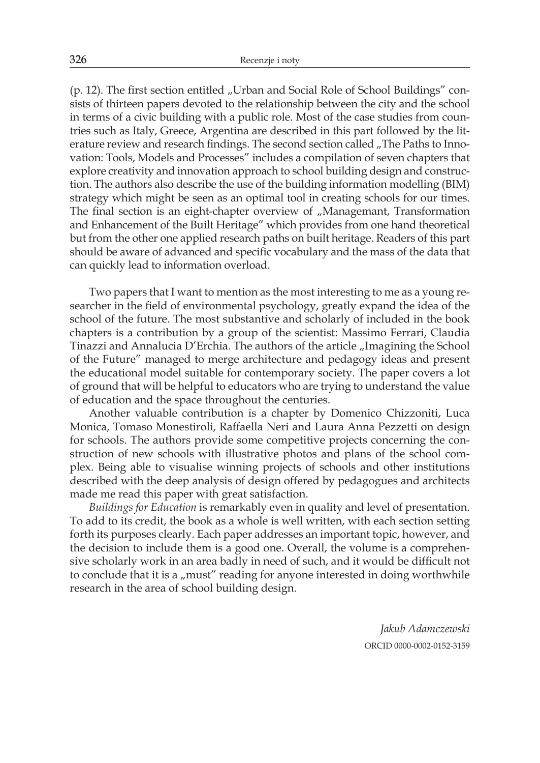(p. 12). The first section entitled „Urban and Social Role of School Buildings" consists of thirteen papers devoted to the relationship between the city and the school in terms of a civic building with a public role. Most of the case studies from countries such as Italy, Greece, Argentina are described in this part followed by the literature review and research findings. The second section called „The Paths to Innovation: Tools, Models and Processes" includes a compilation of seven chapters that explore creativity and innovation approach to school building design and construction. The authors also describe the use of the building information modelling (BIM) strategy which might be seen as an optimal tool in creating schools for our times. The final section is an eight-chapter overview of „Managemant, Transformation and Enhancement of the Built Heritage" which provides from one hand theoretical but from the other one applied research paths on built heritage. Readers of this part should be aware of advanced and specific vocabulary and the mass of the data that can quickly lead to information overload.

Two papers that I want to mention as the most interesting to me as a young researcher in the field of environmental psychology, greatly expand the idea of the school of the future. The most substantive and scholarly of included in the book chapters is a contribution by a group of the scientist: Massimo Ferrari, Claudia Tinazzi and Annalucia D'Erchia. The authors of the article „Imagining the School of the Future" managed to merge architecture and pedagogy ideas and present the educational model suitable for contemporary society. The paper covers a lot of ground that will be helpful to educators who are trying to understand the value of education and the space throughout the centuries.

Another valuable contribution is a chapter by Domenico Chizzoniti, Luca Monica, Tomaso Monestiroli, Raffaella Neri and Laura Anna Pezzetti on design for schools. The authors provide some competitive projects concerning the construction of new schools with illustrative photos and plans of the school complex. Being able to visualise winning projects of schools and other institutions described with the deep analysis of design offered by pedagogues and architects made me read this paper with great satisfaction.

*Buildings for Education* is remarkably even in quality and level of presentation. To add to its credit, the book as a whole is well written, with each section setting forth its purposes clearly. Each paper addresses an important topic, however, and the decision to include them is a good one. Overall, the volume is a comprehensive scholarly work in an area badly in need of such, and it would be difficult not to conclude that it is a „must" reading for anyone interested in doing worthwhile research in the area of school building design.

*Jakub Adamczewski*
ORCID 0000-0002-0152-3159